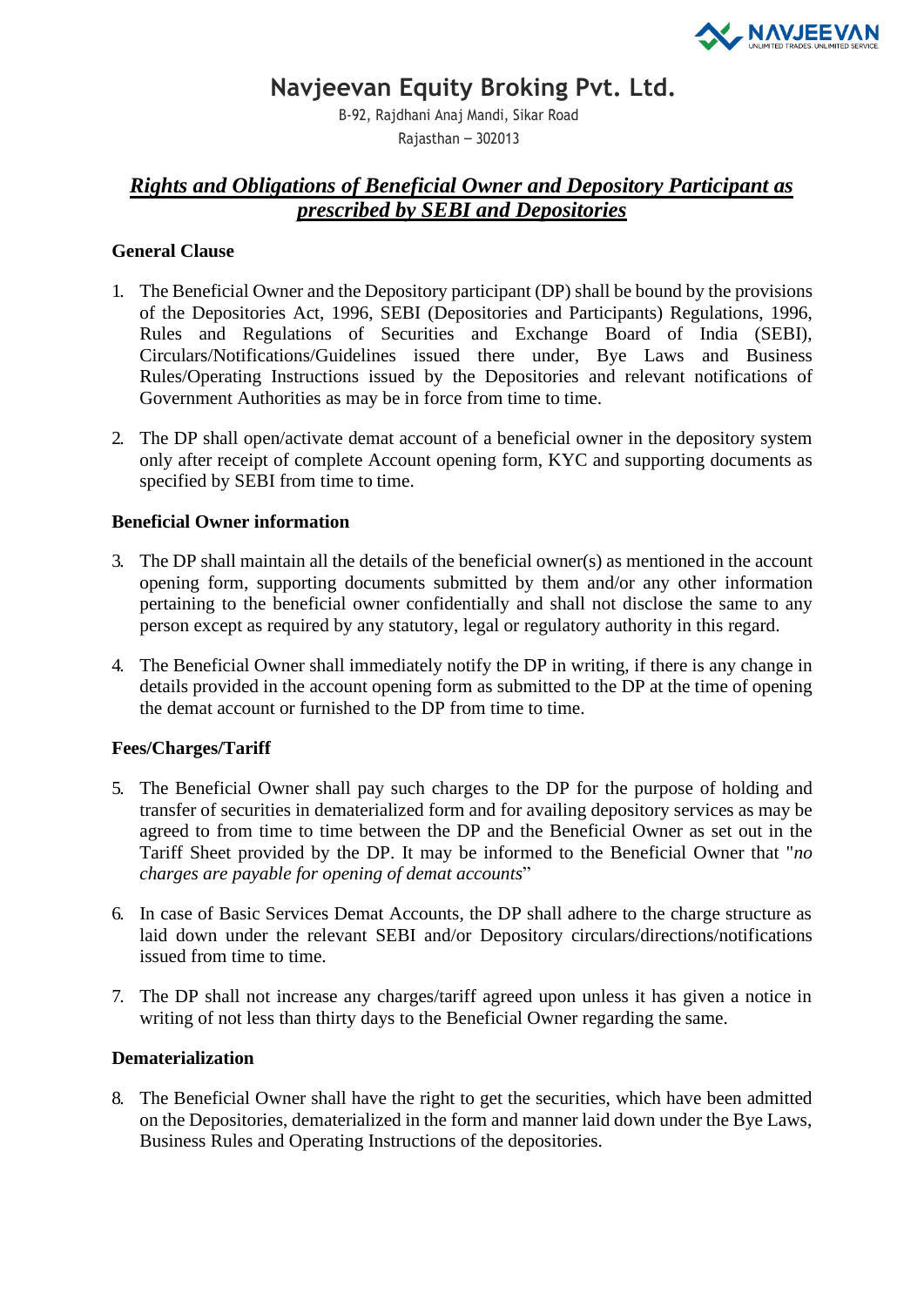# Navjeevan Equity Broking Pvt. Ltd.

B-92, Rajdhani Anaj Mandi, Sikar Road
Rajasthan – 302013

## ***Rights and Obligations of Beneficial Owner and Depository Participant as prescribed by SEBI and Depositories***

### General Clause

1. The Beneficial Owner and the Depository participant (DP) shall be bound by the provisions of the Depositories Act, 1996, SEBI (Depositories and Participants) Regulations, 1996, Rules and Regulations of Securities and Exchange Board of India (SEBI), Circulars/Notifications/Guidelines issued there under, Bye Laws and Business Rules/Operating Instructions issued by the Depositories and relevant notifications of Government Authorities as may be in force from time to time.

2. The DP shall open/activate demat account of a beneficial owner in the depository system only after receipt of complete Account opening form, KYC and supporting documents as specified by SEBI from time to time.

### Beneficial Owner information

3. The DP shall maintain all the details of the beneficial owner(s) as mentioned in the account opening form, supporting documents submitted by them and/or any other information pertaining to the beneficial owner confidentially and shall not disclose the same to any person except as required by any statutory, legal or regulatory authority in this regard.

4. The Beneficial Owner shall immediately notify the DP in writing, if there is any change in details provided in the account opening form as submitted to the DP at the time of opening the demat account or furnished to the DP from time to time.

### Fees/Charges/Tariff

5. The Beneficial Owner shall pay such charges to the DP for the purpose of holding and transfer of securities in dematerialized form and for availing depository services as may be agreed to from time to time between the DP and the Beneficial Owner as set out in the Tariff Sheet provided by the DP. It may be informed to the Beneficial Owner that "*no charges are payable for opening of demat accounts*"

6. In case of Basic Services Demat Accounts, the DP shall adhere to the charge structure as laid down under the relevant SEBI and/or Depository circulars/directions/notifications issued from time to time.

7. The DP shall not increase any charges/tariff agreed upon unless it has given a notice in writing of not less than thirty days to the Beneficial Owner regarding the same.

### Dematerialization

8. The Beneficial Owner shall have the right to get the securities, which have been admitted on the Depositories, dematerialized in the form and manner laid down under the Bye Laws, Business Rules and Operating Instructions of the depositories.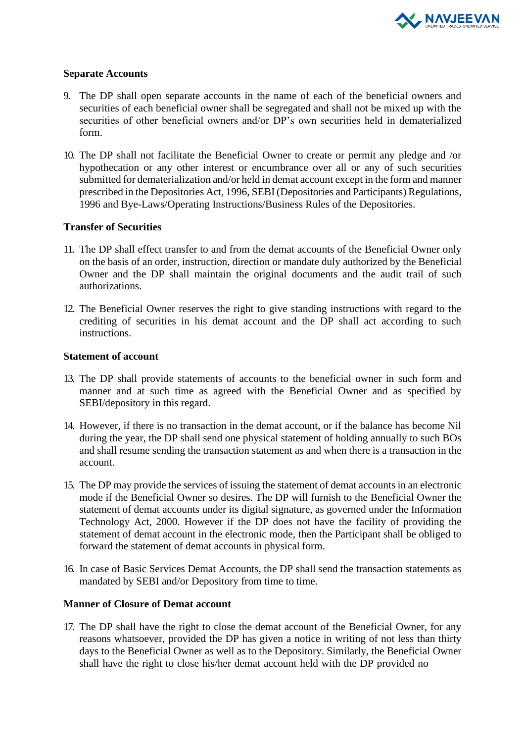**Separate Accounts**

9. The DP shall open separate accounts in the name of each of the beneficial owners and securities of each beneficial owner shall be segregated and shall not be mixed up with the securities of other beneficial owners and/or DP's own securities held in dematerialized form.

10. The DP shall not facilitate the Beneficial Owner to create or permit any pledge and /or hypothecation or any other interest or encumbrance over all or any of such securities submitted for dematerialization and/or held in demat account except in the form and manner prescribed in the Depositories Act, 1996, SEBI (Depositories and Participants) Regulations, 1996 and Bye-Laws/Operating Instructions/Business Rules of the Depositories.

**Transfer of Securities**

11. The DP shall effect transfer to and from the demat accounts of the Beneficial Owner only on the basis of an order, instruction, direction or mandate duly authorized by the Beneficial Owner and the DP shall maintain the original documents and the audit trail of such authorizations.

12. The Beneficial Owner reserves the right to give standing instructions with regard to the crediting of securities in his demat account and the DP shall act according to such instructions.

**Statement of account**

13. The DP shall provide statements of accounts to the beneficial owner in such form and manner and at such time as agreed with the Beneficial Owner and as specified by SEBI/depository in this regard.

14. However, if there is no transaction in the demat account, or if the balance has become Nil during the year, the DP shall send one physical statement of holding annually to such BOs and shall resume sending the transaction statement as and when there is a transaction in the account.

15. The DP may provide the services of issuing the statement of demat accounts in an electronic mode if the Beneficial Owner so desires. The DP will furnish to the Beneficial Owner the statement of demat accounts under its digital signature, as governed under the Information Technology Act, 2000. However if the DP does not have the facility of providing the statement of demat account in the electronic mode, then the Participant shall be obliged to forward the statement of demat accounts in physical form.

16. In case of Basic Services Demat Accounts, the DP shall send the transaction statements as mandated by SEBI and/or Depository from time to time.

**Manner of Closure of Demat account**

17. The DP shall have the right to close the demat account of the Beneficial Owner, for any reasons whatsoever, provided the DP has given a notice in writing of not less than thirty days to the Beneficial Owner as well as to the Depository. Similarly, the Beneficial Owner shall have the right to close his/her demat account held with the DP provided no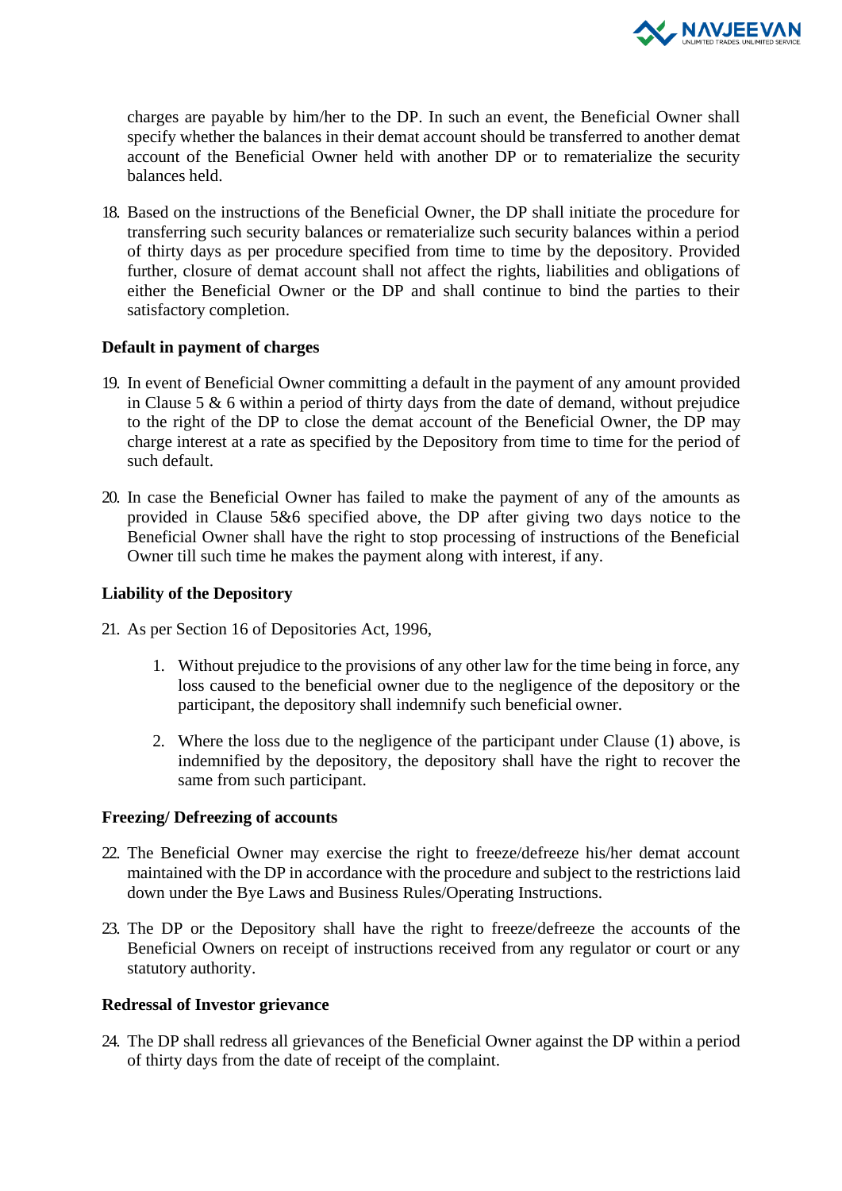charges are payable by him/her to the DP. In such an event, the Beneficial Owner shall specify whether the balances in their demat account should be transferred to another demat account of the Beneficial Owner held with another DP or to rematerialize the security balances held.

18. Based on the instructions of the Beneficial Owner, the DP shall initiate the procedure for transferring such security balances or rematerialize such security balances within a period of thirty days as per procedure specified from time to time by the depository. Provided further, closure of demat account shall not affect the rights, liabilities and obligations of either the Beneficial Owner or the DP and shall continue to bind the parties to their satisfactory completion.

**Default in payment of charges**

19. In event of Beneficial Owner committing a default in the payment of any amount provided in Clause 5 & 6 within a period of thirty days from the date of demand, without prejudice to the right of the DP to close the demat account of the Beneficial Owner, the DP may charge interest at a rate as specified by the Depository from time to time for the period of such default.

20. In case the Beneficial Owner has failed to make the payment of any of the amounts as provided in Clause 5&6 specified above, the DP after giving two days notice to the Beneficial Owner shall have the right to stop processing of instructions of the Beneficial Owner till such time he makes the payment along with interest, if any.

**Liability of the Depository**

21. As per Section 16 of Depositories Act, 1996,

    1. Without prejudice to the provisions of any other law for the time being in force, any loss caused to the beneficial owner due to the negligence of the depository or the participant, the depository shall indemnify such beneficial owner.

    2. Where the loss due to the negligence of the participant under Clause (1) above, is indemnified by the depository, the depository shall have the right to recover the same from such participant.

**Freezing/ Defreezing of accounts**

22. The Beneficial Owner may exercise the right to freeze/defreeze his/her demat account maintained with the DP in accordance with the procedure and subject to the restrictions laid down under the Bye Laws and Business Rules/Operating Instructions.

23. The DP or the Depository shall have the right to freeze/defreeze the accounts of the Beneficial Owners on receipt of instructions received from any regulator or court or any statutory authority.

**Redressal of Investor grievance**

24. The DP shall redress all grievances of the Beneficial Owner against the DP within a period of thirty days from the date of receipt of the complaint.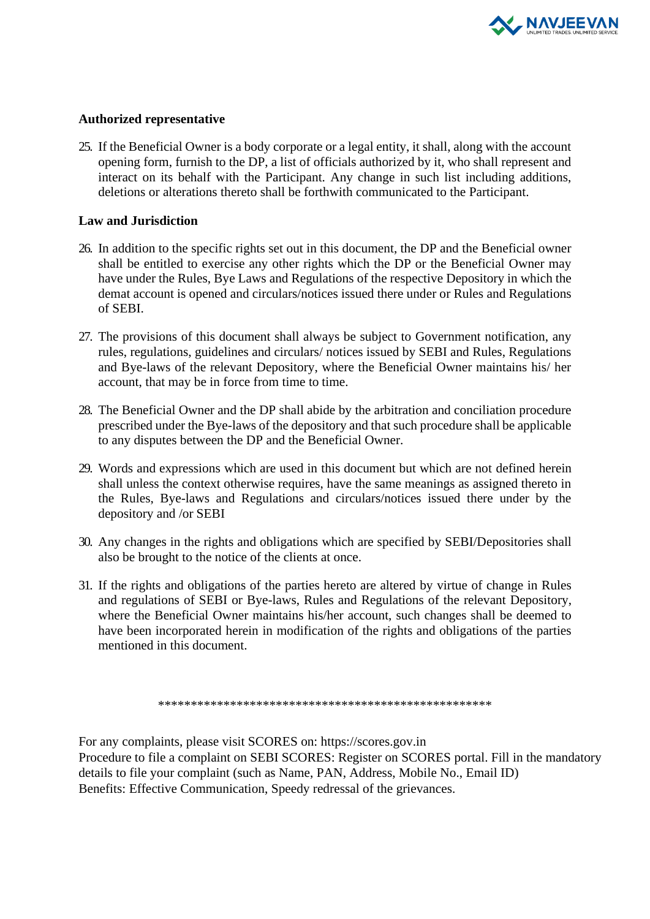### Authorized representative

25. If the Beneficial Owner is a body corporate or a legal entity, it shall, along with the account opening form, furnish to the DP, a list of officials authorized by it, who shall represent and interact on its behalf with the Participant. Any change in such list including additions, deletions or alterations thereto shall be forthwith communicated to the Participant.

### Law and Jurisdiction

26. In addition to the specific rights set out in this document, the DP and the Beneficial owner shall be entitled to exercise any other rights which the DP or the Beneficial Owner may have under the Rules, Bye Laws and Regulations of the respective Depository in which the demat account is opened and circulars/notices issued there under or Rules and Regulations of SEBI.

27. The provisions of this document shall always be subject to Government notification, any rules, regulations, guidelines and circulars/ notices issued by SEBI and Rules, Regulations and Bye-laws of the relevant Depository, where the Beneficial Owner maintains his/ her account, that may be in force from time to time.

28. The Beneficial Owner and the DP shall abide by the arbitration and conciliation procedure prescribed under the Bye-laws of the depository and that such procedure shall be applicable to any disputes between the DP and the Beneficial Owner.

29. Words and expressions which are used in this document but which are not defined herein shall unless the context otherwise requires, have the same meanings as assigned thereto in the Rules, Bye-laws and Regulations and circulars/notices issued there under by the depository and /or SEBI

30. Any changes in the rights and obligations which are specified by SEBI/Depositories shall also be brought to the notice of the clients at once.

31. If the rights and obligations of the parties hereto are altered by virtue of change in Rules and regulations of SEBI or Bye-laws, Rules and Regulations of the relevant Depository, where the Beneficial Owner maintains his/her account, such changes shall be deemed to have been incorporated herein in modification of the rights and obligations of the parties mentioned in this document.

***************************************************

For any complaints, please visit SCORES on: https://scores.gov.in
Procedure to file a complaint on SEBI SCORES: Register on SCORES portal. Fill in the mandatory details to file your complaint (such as Name, PAN, Address, Mobile No., Email ID)
Benefits: Effective Communication, Speedy redressal of the grievances.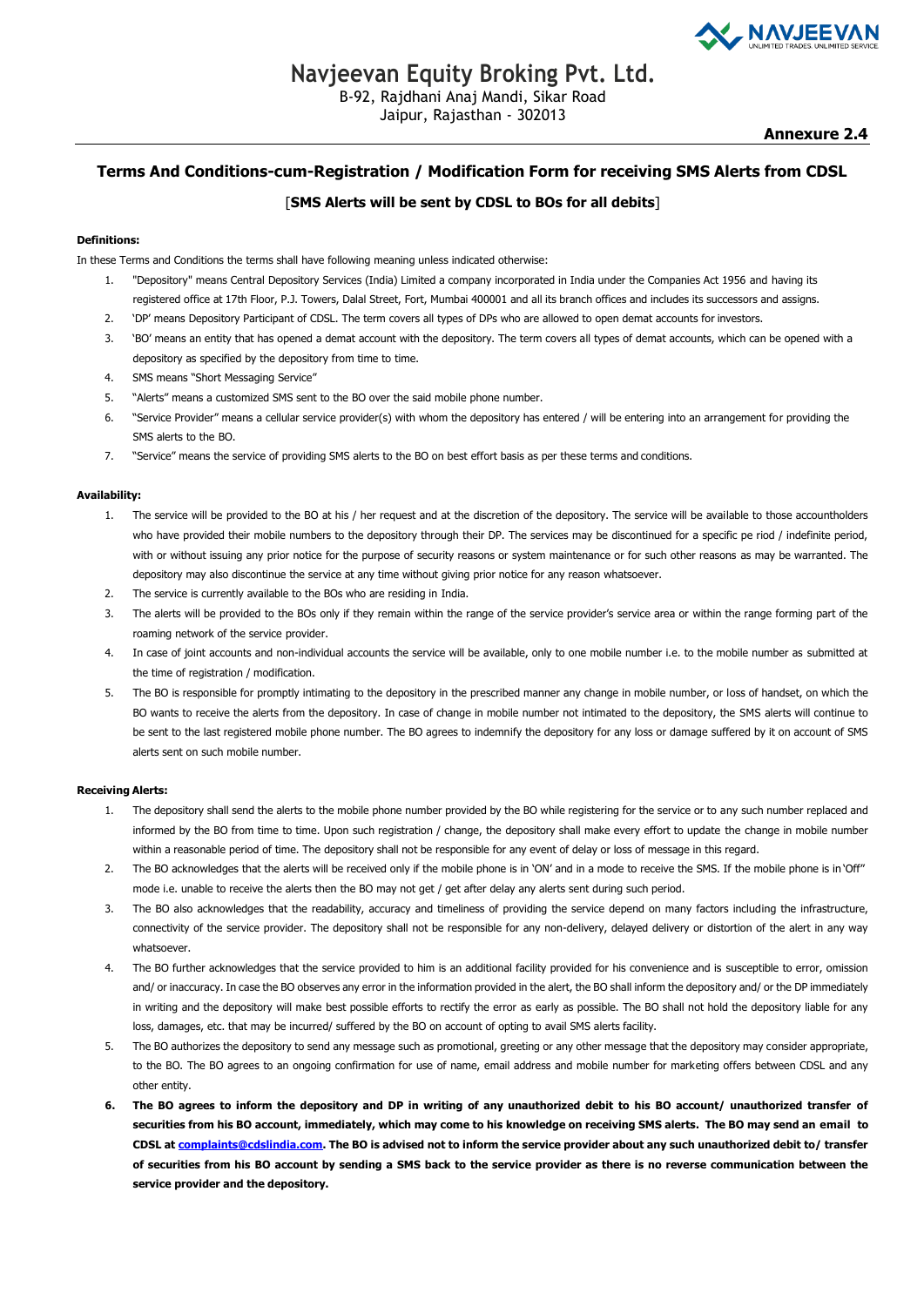# Navjeevan Equity Broking Pvt. Ltd.

B-92, Rajdhani Anaj Mandi, Sikar Road
Jaipur, Rajasthan - 302013

**Annexure 2.4**

## Terms And Conditions-cum-Registration / Modification Form for receiving SMS Alerts from CDSL

[**SMS Alerts will be sent by CDSL to BOs for all debits**]

**Definitions:**

In these Terms and Conditions the terms shall have following meaning unless indicated otherwise:

1. "Depository" means Central Depository Services (India) Limited a company incorporated in India under the Companies Act 1956 and having its registered office at 17th Floor, P.J. Towers, Dalal Street, Fort, Mumbai 400001 and all its branch offices and includes its successors and assigns.
2. 'DP' means Depository Participant of CDSL. The term covers all types of DPs who are allowed to open demat accounts for investors.
3. 'BO' means an entity that has opened a demat account with the depository. The term covers all types of demat accounts, which can be opened with a depository as specified by the depository from time to time.
4. SMS means "Short Messaging Service"
5. "Alerts" means a customized SMS sent to the BO over the said mobile phone number.
6. "Service Provider" means a cellular service provider(s) with whom the depository has entered / will be entering into an arrangement for providing the SMS alerts to the BO.
7. "Service" means the service of providing SMS alerts to the BO on best effort basis as per these terms and conditions.

**Availability:**

1. The service will be provided to the BO at his / her request and at the discretion of the depository. The service will be available to those accountholders who have provided their mobile numbers to the depository through their DP. The services may be discontinued for a specific pe riod / indefinite period, with or without issuing any prior notice for the purpose of security reasons or system maintenance or for such other reasons as may be warranted. The depository may also discontinue the service at any time without giving prior notice for any reason whatsoever.
2. The service is currently available to the BOs who are residing in India.
3. The alerts will be provided to the BOs only if they remain within the range of the service provider's service area or within the range forming part of the roaming network of the service provider.
4. In case of joint accounts and non-individual accounts the service will be available, only to one mobile number i.e. to the mobile number as submitted at the time of registration / modification.
5. The BO is responsible for promptly intimating to the depository in the prescribed manner any change in mobile number, or loss of handset, on which the BO wants to receive the alerts from the depository. In case of change in mobile number not intimated to the depository, the SMS alerts will continue to be sent to the last registered mobile phone number. The BO agrees to indemnify the depository for any loss or damage suffered by it on account of SMS alerts sent on such mobile number.

**Receiving Alerts:**

1. The depository shall send the alerts to the mobile phone number provided by the BO while registering for the service or to any such number replaced and informed by the BO from time to time. Upon such registration / change, the depository shall make every effort to update the change in mobile number within a reasonable period of time. The depository shall not be responsible for any event of delay or loss of message in this regard.
2. The BO acknowledges that the alerts will be received only if the mobile phone is in 'ON' and in a mode to receive the SMS. If the mobile phone is in 'Off" mode i.e. unable to receive the alerts then the BO may not get / get after delay any alerts sent during such period.
3. The BO also acknowledges that the readability, accuracy and timeliness of providing the service depend on many factors including the infrastructure, connectivity of the service provider. The depository shall not be responsible for any non-delivery, delayed delivery or distortion of the alert in any way whatsoever.
4. The BO further acknowledges that the service provided to him is an additional facility provided for his convenience and is susceptible to error, omission and/ or inaccuracy. In case the BO observes any error in the information provided in the alert, the BO shall inform the depository and/ or the DP immediately in writing and the depository will make best possible efforts to rectify the error as early as possible. The BO shall not hold the depository liable for any loss, damages, etc. that may be incurred/ suffered by the BO on account of opting to avail SMS alerts facility.
5. The BO authorizes the depository to send any message such as promotional, greeting or any other message that the depository may consider appropriate, to the BO. The BO agrees to an ongoing confirmation for use of name, email address and mobile number for marketing offers between CDSL and any other entity.
6. **The BO agrees to inform the depository and DP in writing of any unauthorized debit to his BO account/ unauthorized transfer of securities from his BO account, immediately, which may come to his knowledge on receiving SMS alerts. The BO may send an email to CDSL at complaints@cdslindia.com. The BO is advised not to inform the service provider about any such unauthorized debit to/ transfer of securities from his BO account by sending a SMS back to the service provider as there is no reverse communication between the service provider and the depository.**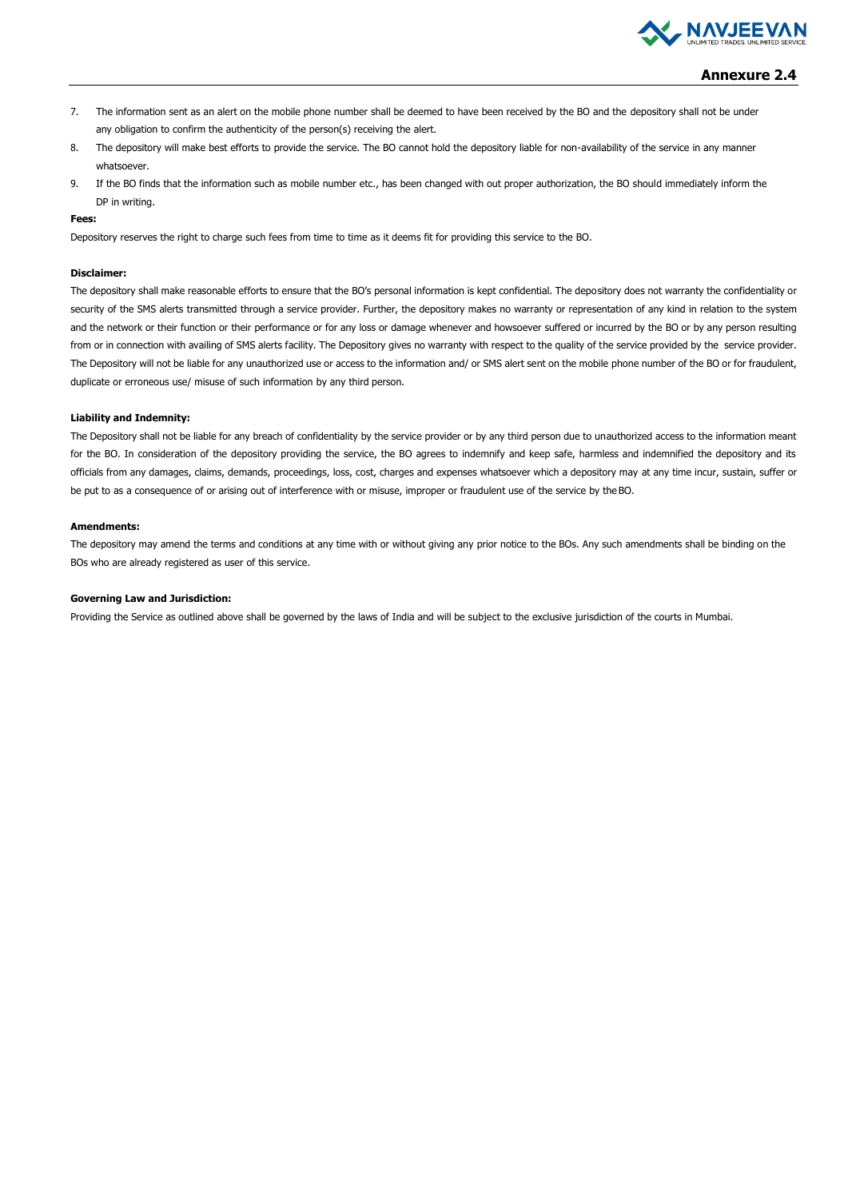## Annexure 2.4

7. The information sent as an alert on the mobile phone number shall be deemed to have been received by the BO and the depository shall not be under any obligation to confirm the authenticity of the person(s) receiving the alert.
8. The depository will make best efforts to provide the service. The BO cannot hold the depository liable for non-availability of the service in any manner whatsoever.
9. If the BO finds that the information such as mobile number etc., has been changed with out proper authorization, the BO should immediately inform the DP in writing.

**Fees:**

Depository reserves the right to charge such fees from time to time as it deems fit for providing this service to the BO.

**Disclaimer:**

The depository shall make reasonable efforts to ensure that the BO's personal information is kept confidential. The depository does not warranty the confidentiality or security of the SMS alerts transmitted through a service provider. Further, the depository makes no warranty or representation of any kind in relation to the system and the network or their function or their performance or for any loss or damage whenever and howsoever suffered or incurred by the BO or by any person resulting from or in connection with availing of SMS alerts facility. The Depository gives no warranty with respect to the quality of the service provided by the service provider. The Depository will not be liable for any unauthorized use or access to the information and/ or SMS alert sent on the mobile phone number of the BO or for fraudulent, duplicate or erroneous use/ misuse of such information by any third person.

**Liability and Indemnity:**

The Depository shall not be liable for any breach of confidentiality by the service provider or by any third person due to unauthorized access to the information meant for the BO. In consideration of the depository providing the service, the BO agrees to indemnify and keep safe, harmless and indemnified the depository and its officials from any damages, claims, demands, proceedings, loss, cost, charges and expenses whatsoever which a depository may at any time incur, sustain, suffer or be put to as a consequence of or arising out of interference with or misuse, improper or fraudulent use of the service by the BO.

**Amendments:**

The depository may amend the terms and conditions at any time with or without giving any prior notice to the BOs. Any such amendments shall be binding on the BOs who are already registered as user of this service.

**Governing Law and Jurisdiction:**

Providing the Service as outlined above shall be governed by the laws of India and will be subject to the exclusive jurisdiction of the courts in Mumbai.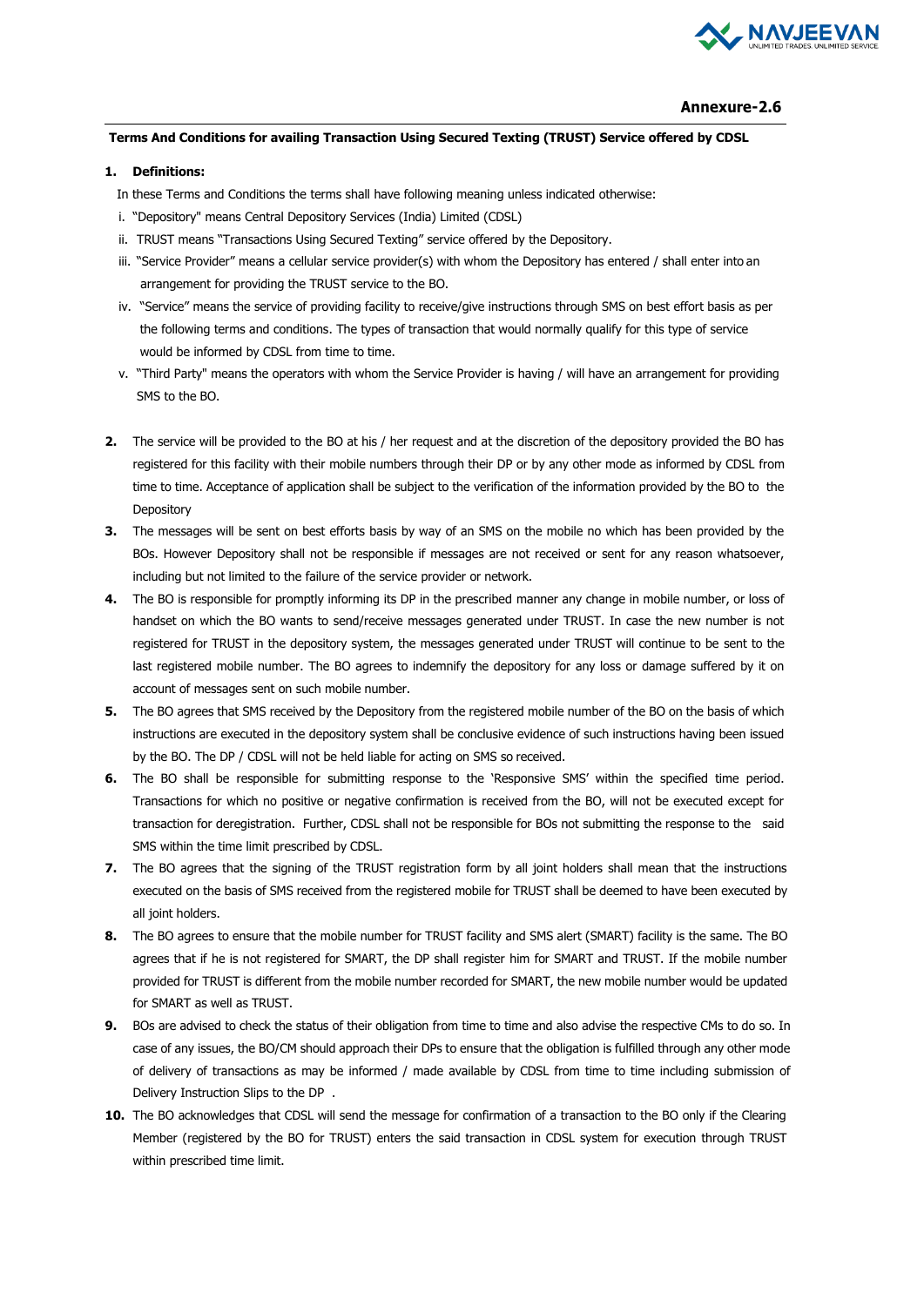## Annexure-2.6

**Terms And Conditions for availing Transaction Using Secured Texting (TRUST) Service offered by CDSL**

**1. Definitions:**

In these Terms and Conditions the terms shall have following meaning unless indicated otherwise:

i. "Depository" means Central Depository Services (India) Limited (CDSL)

ii. TRUST means "Transactions Using Secured Texting" service offered by the Depository.

iii. "Service Provider" means a cellular service provider(s) with whom the Depository has entered / shall enter into an arrangement for providing the TRUST service to the BO.

iv. "Service" means the service of providing facility to receive/give instructions through SMS on best effort basis as per the following terms and conditions. The types of transaction that would normally qualify for this type of service would be informed by CDSL from time to time.

v. "Third Party" means the operators with whom the Service Provider is having / will have an arrangement for providing SMS to the BO.

**2.** The service will be provided to the BO at his / her request and at the discretion of the depository provided the BO has registered for this facility with their mobile numbers through their DP or by any other mode as informed by CDSL from time to time. Acceptance of application shall be subject to the verification of the information provided by the BO to the Depository

**3.** The messages will be sent on best efforts basis by way of an SMS on the mobile no which has been provided by the BOs. However Depository shall not be responsible if messages are not received or sent for any reason whatsoever, including but not limited to the failure of the service provider or network.

**4.** The BO is responsible for promptly informing its DP in the prescribed manner any change in mobile number, or loss of handset on which the BO wants to send/receive messages generated under TRUST. In case the new number is not registered for TRUST in the depository system, the messages generated under TRUST will continue to be sent to the last registered mobile number. The BO agrees to indemnify the depository for any loss or damage suffered by it on account of messages sent on such mobile number.

**5.** The BO agrees that SMS received by the Depository from the registered mobile number of the BO on the basis of which instructions are executed in the depository system shall be conclusive evidence of such instructions having been issued by the BO. The DP / CDSL will not be held liable for acting on SMS so received.

**6.** The BO shall be responsible for submitting response to the 'Responsive SMS' within the specified time period. Transactions for which no positive or negative confirmation is received from the BO, will not be executed except for transaction for deregistration. Further, CDSL shall not be responsible for BOs not submitting the response to the said SMS within the time limit prescribed by CDSL.

**7.** The BO agrees that the signing of the TRUST registration form by all joint holders shall mean that the instructions executed on the basis of SMS received from the registered mobile for TRUST shall be deemed to have been executed by all joint holders.

**8.** The BO agrees to ensure that the mobile number for TRUST facility and SMS alert (SMART) facility is the same. The BO agrees that if he is not registered for SMART, the DP shall register him for SMART and TRUST. If the mobile number provided for TRUST is different from the mobile number recorded for SMART, the new mobile number would be updated for SMART as well as TRUST.

**9.** BOs are advised to check the status of their obligation from time to time and also advise the respective CMs to do so. In case of any issues, the BO/CM should approach their DPs to ensure that the obligation is fulfilled through any other mode of delivery of transactions as may be informed / made available by CDSL from time to time including submission of Delivery Instruction Slips to the DP .

**10.** The BO acknowledges that CDSL will send the message for confirmation of a transaction to the BO only if the Clearing Member (registered by the BO for TRUST) enters the said transaction in CDSL system for execution through TRUST within prescribed time limit.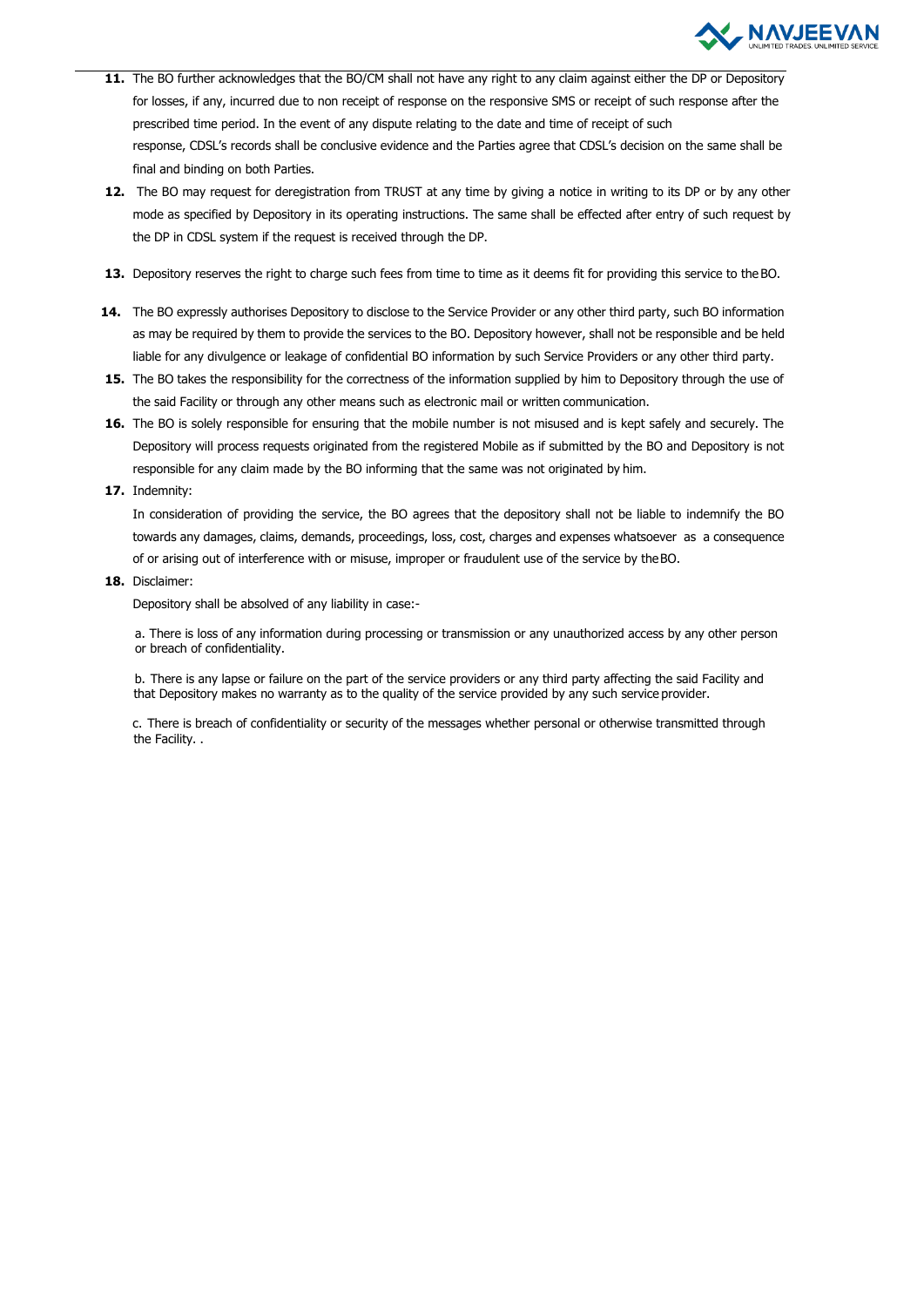11. The BO further acknowledges that the BO/CM shall not have any right to any claim against either the DP or Depository for losses, if any, incurred due to non receipt of response on the responsive SMS or receipt of such response after the prescribed time period. In the event of any dispute relating to the date and time of receipt of such response, CDSL's records shall be conclusive evidence and the Parties agree that CDSL's decision on the same shall be final and binding on both Parties.
12. The BO may request for deregistration from TRUST at any time by giving a notice in writing to its DP or by any other mode as specified by Depository in its operating instructions. The same shall be effected after entry of such request by the DP in CDSL system if the request is received through the DP.
13. Depository reserves the right to charge such fees from time to time as it deems fit for providing this service to the BO.
14. The BO expressly authorises Depository to disclose to the Service Provider or any other third party, such BO information as may be required by them to provide the services to the BO. Depository however, shall not be responsible and be held liable for any divulgence or leakage of confidential BO information by such Service Providers or any other third party.
15. The BO takes the responsibility for the correctness of the information supplied by him to Depository through the use of the said Facility or through any other means such as electronic mail or written communication.
16. The BO is solely responsible for ensuring that the mobile number is not misused and is kept safely and securely. The Depository will process requests originated from the registered Mobile as if submitted by the BO and Depository is not responsible for any claim made by the BO informing that the same was not originated by him.
17. Indemnity:

    In consideration of providing the service, the BO agrees that the depository shall not be liable to indemnify the BO towards any damages, claims, demands, proceedings, loss, cost, charges and expenses whatsoever as a consequence of or arising out of interference with or misuse, improper or fraudulent use of the service by the BO.
18. Disclaimer:

    Depository shall be absolved of any liability in case:-

    a. There is loss of any information during processing or transmission or any unauthorized access by any other person or breach of confidentiality.

    b. There is any lapse or failure on the part of the service providers or any third party affecting the said Facility and that Depository makes no warranty as to the quality of the service provided by any such service provider.

    c. There is breach of confidentiality or security of the messages whether personal or otherwise transmitted through the Facility. .